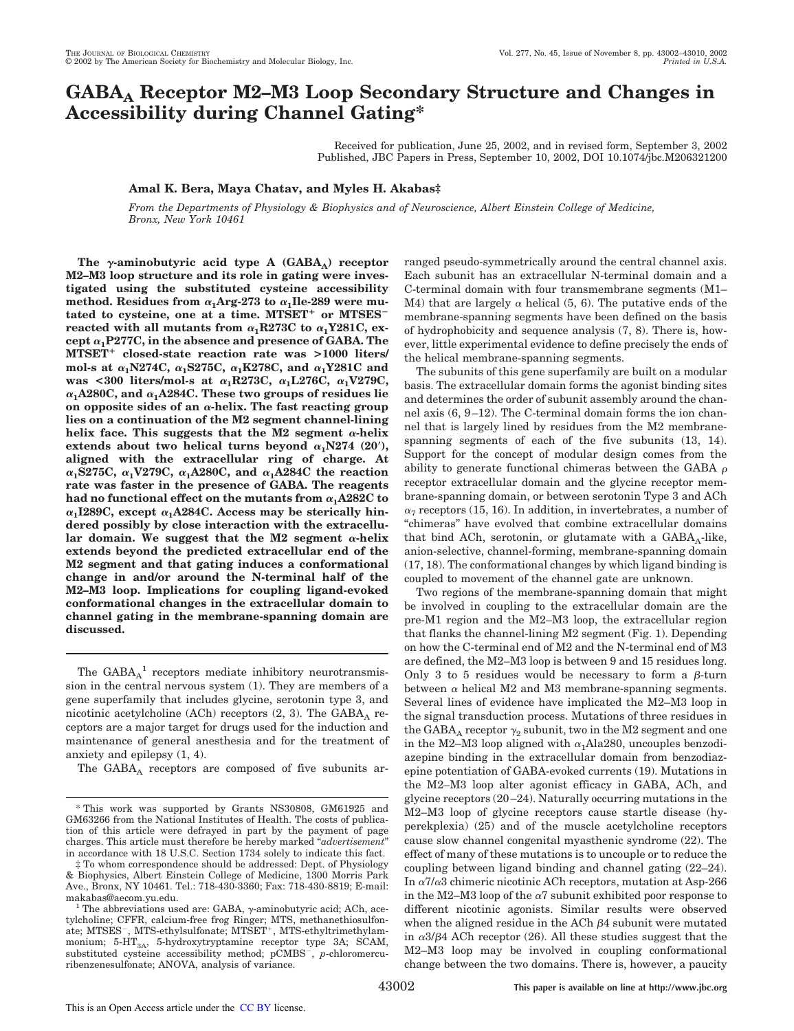# $GABA_A$ Receptor M2–M3 Loop Secondary Structure and Changes in Accessibility during Channel Gating*

Received for publication, June 25, 2002, and in revised form, September 3, 2002
Published, JBC Papers in Press, September 10, 2002, DOI 10.1074/jbc.M206321200

**Amal K. Bera, Maya Chatav, and Myles H. Akabas‡**

*From the Departments of Physiology & Biophysics and of Neuroscience, Albert Einstein College of Medicine, Bronx, New York 10461*

**The γ-aminobutyric acid type A ($GABA_A$) receptor M2–M3 loop structure and its role in gating were investigated using the substituted cysteine accessibility method. Residues from $\alpha_1$Arg-273 to $\alpha_1$Ile-289 were mutated to cysteine, one at a time. $MTSET^+$ or $MTSES^-$ reacted with all mutants from $\alpha_1$R273C to $\alpha_1$Y281C, except $\alpha_1$P277C, in the absence and presence of GABA. The $MTSET^+$ closed-state reaction rate was >1000 liters/mol-s at $\alpha_1$N274C, $\alpha_1$S275C, $\alpha_1$K278C, and $\alpha_1$Y281C and was <300 liters/mol-s at $\alpha_1$R273C, $\alpha_1$L276C, $\alpha_1$V279C, $\alpha_1$A280C, and $\alpha_1$A284C. These two groups of residues lie on opposite sides of an α-helix. The fast reacting group lies on a continuation of the M2 segment channel-lining helix face. This suggests that the M2 segment α-helix extends about two helical turns beyond $\alpha_1$N274 (20′), aligned with the extracellular ring of charge. At $\alpha_1$S275C, $\alpha_1$V279C, $\alpha_1$A280C, and $\alpha_1$A284C the reaction rate was faster in the presence of GABA. The reagents had no functional effect on the mutants from $\alpha_1$A282C to $\alpha_1$I289C, except $\alpha_1$A284C. Access may be sterically hindered possibly by close interaction with the extracellular domain. We suggest that the M2 segment α-helix extends beyond the predicted extracellular end of the M2 segment and that gating induces a conformational change in and/or around the N-terminal half of the M2–M3 loop. Implications for coupling ligand-evoked conformational changes in the extracellular domain to channel gating in the membrane-spanning domain are discussed.**

The $GABA_A$[1] receptors mediate inhibitory neurotransmission in the central nervous system (1). They are members of a gene superfamily that includes glycine, serotonin type 3, and nicotinic acetylcholine (ACh) receptors (2, 3). The $GABA_A$ receptors are a major target for drugs used for the induction and maintenance of general anesthesia and for the treatment of anxiety and epilepsy (1, 4).

The $GABA_A$ receptors are composed of five subunits arranged pseudo-symmetrically around the central channel axis. Each subunit has an extracellular N-terminal domain and a C-terminal domain with four transmembrane segments (M1–M4) that are largely α helical (5, 6). The putative ends of the membrane-spanning segments have been defined on the basis of hydrophobicity and sequence analysis (7, 8). There is, however, little experimental evidence to define precisely the ends of the helical membrane-spanning segments.

The subunits of this gene superfamily are built on a modular basis. The extracellular domain forms the agonist binding sites and determines the order of subunit assembly around the channel axis (6, 9–12). The C-terminal domain forms the ion channel that is largely lined by residues from the M2 membrane-spanning segments of each of the five subunits (13, 14). Support for the concept of modular design comes from the ability to generate functional chimeras between the GABA ρ receptor extracellular domain and the glycine receptor membrane-spanning domain, or between serotonin Type 3 and ACh $\alpha_7$ receptors (15, 16). In addition, in invertebrates, a number of "chimeras" have evolved that combine extracellular domains that bind ACh, serotonin, or glutamate with a $GABA_A$-like, anion-selective, channel-forming, membrane-spanning domain (17, 18). The conformational changes by which ligand binding is coupled to movement of the channel gate are unknown.

Two regions of the membrane-spanning domain that might be involved in coupling to the extracellular domain are the pre-M1 region and the M2–M3 loop, the extracellular region that flanks the channel-lining M2 segment (Fig. 1). Depending on how the C-terminal end of M2 and the N-terminal end of M3 are defined, the M2–M3 loop is between 9 and 15 residues long. Only 3 to 5 residues would be necessary to form a β-turn between α helical M2 and M3 membrane-spanning segments. Several lines of evidence have implicated the M2–M3 loop in the signal transduction process. Mutations of three residues in the $GABA_A$ receptor $\gamma_2$ subunit, two in the M2 segment and one in the M2–M3 loop aligned with $\alpha_1$Ala280, uncouples benzodiazepine binding in the extracellular domain from benzodiazepine potentiation of GABA-evoked currents (19). Mutations in the M2–M3 loop alter agonist efficacy in GABA, ACh, and glycine receptors (20–24). Naturally occurring mutations in the M2–M3 loop of glycine receptors cause startle disease (hyperekplexia) (25) and of the muscle acetylcholine receptors cause slow channel congenital myasthenic syndrome (22). The effect of many of these mutations is to uncouple or to reduce the coupling between ligand binding and channel gating (22–24). In $\alpha7/\alpha3$ chimeric nicotinic ACh receptors, mutation at Asp-266 in the M2–M3 loop of the α7 subunit exhibited poor response to different nicotinic agonists. Similar results were observed when the aligned residue in the ACh β4 subunit were mutated in $\alpha3/\beta4$ ACh receptor (26). All these studies suggest that the M2–M3 loop may be involved in coupling conformational change between the two domains. There is, however, a paucity

* This work was supported by Grants NS30808, GM61925 and GM63266 from the National Institutes of Health. The costs of publication of this article were defrayed in part by the payment of page charges. This article must therefore be hereby marked "*advertisement*" in accordance with 18 U.S.C. Section 1734 solely to indicate this fact.

‡ To whom correspondence should be addressed: Dept. of Physiology & Biophysics, Albert Einstein College of Medicine, 1300 Morris Park Ave., Bronx, NY 10461. Tel.: 718-430-3360; Fax: 718-430-8819; E-mail: makabas@aecom.yu.edu.

[1] The abbreviations used are: GABA, γ-aminobutyric acid; ACh, acetylcholine; CFFR, calcium-free frog Ringer; MTS, methanethiosulfonate; $MTSES^-$, MTS-ethylsulfonate; $MTSET^+$, MTS-ethyltrimethylammonium; $5\text{-}HT_{3A}$, 5-hydroxytryptamine receptor type 3A; SCAM, substituted cysteine accessibility method; $pCMBS^-$, p-chloromercuribenzenesulfonate; ANOVA, analysis of variance.

This paper is available on line at http://www.jbc.org

This is an Open Access article under the CC BY license.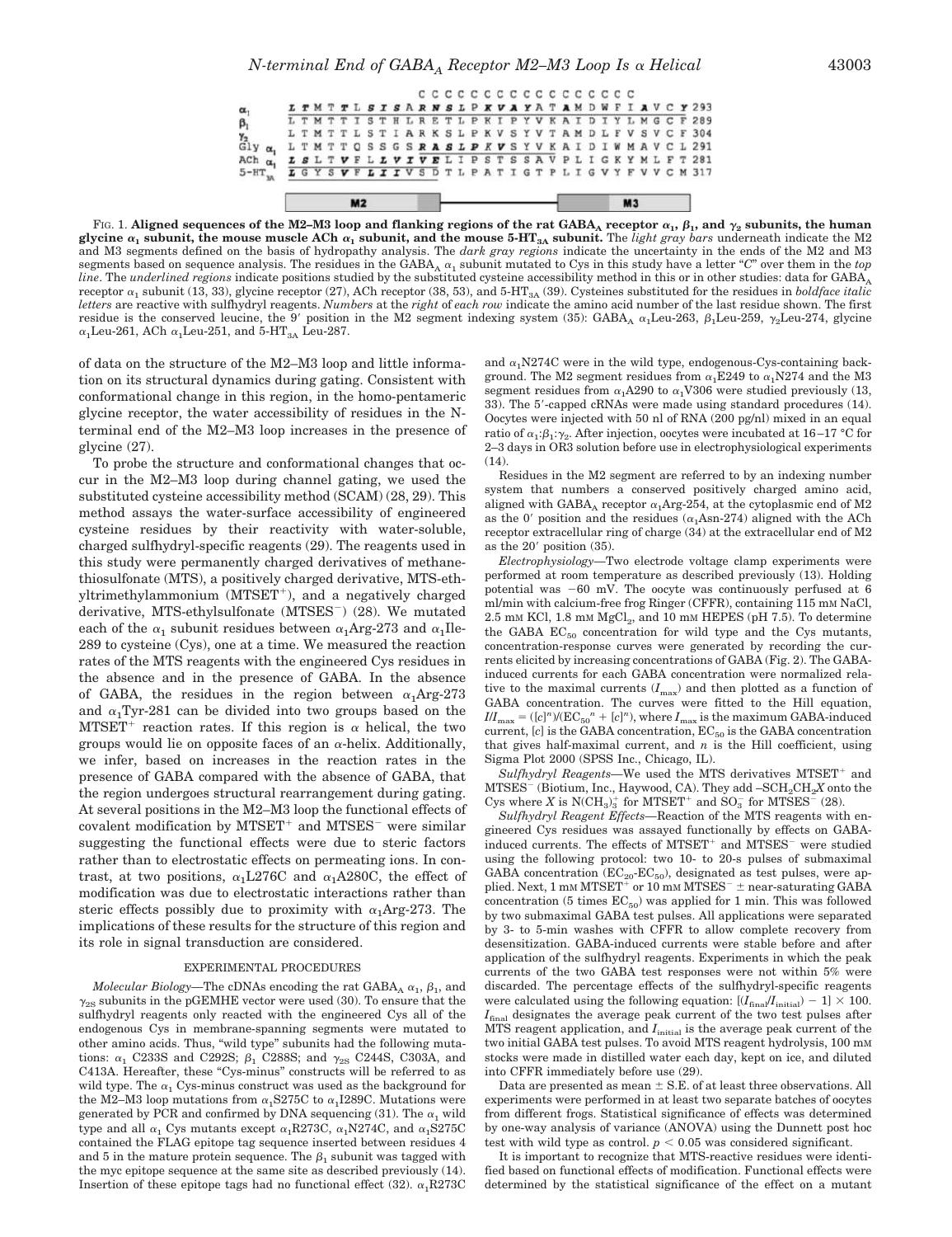```
                    C C C C C C C C C C C C C C C C C
α1       L T M T T L S I S A R N S L P K V A Y A T A M D W F I A V C Y 293
β1       L T M T T I S T H L R E T L P K I P Y V K A I D I Y L M G C F 289
γ2       L T M T T L S T I A R K S L P K V S Y V T A M D L F V S V C F 304
Gly α1   L T M T T Q S S G S R A S L P K V S Y V K A I D I W M A V C L 291
ACh α1   L S L T V F L L V I V E L I P S T S S A V P L I G K Y M L F T 281
5-HT3A   L G Y S V F L I I V S D T L P A T I G T P L I G V Y F V V C M 317
```

FIG. 1. **Aligned sequences of the M2–M3 loop and flanking regions of the rat $GABA_A$ receptor $\alpha_1$, $\beta_1$, and $\gamma_2$ subunits, the human glycine $\alpha_1$ subunit, the mouse muscle ACh $\alpha_1$ subunit, and the mouse $5\text{-}HT_{3A}$ subunit.** The *light gray bars* underneath indicate the M2 and M3 segments defined on the basis of hydropathy analysis. The *dark gray regions* indicate the uncertainty in the ends of the M2 and M3 segments based on sequence analysis. The residues in the $GABA_A$ $\alpha_1$ subunit mutated to Cys in this study have a letter "*C*" over them in the *top line*. The *underlined regions* indicate positions studied by the substituted cysteine accessibility method in this or in other studies: data for $GABA_A$ receptor $\alpha_1$ subunit (13, 33), glycine receptor (27), ACh receptor (38, 53), and $5\text{-}HT_{3A}$ (39). Cysteines substituted for the residues in *boldface italic letters* are reactive with sulfhydryl reagents. *Numbers* at the *right* of *each row* indicate the amino acid number of the last residue shown. The first residue is the conserved leucine, the 9′ position in the M2 segment indexing system (35): $GABA_A$ $\alpha_1$Leu-263, $\beta_1$Leu-259, $\gamma_2$Leu-274, glycine $\alpha_1$Leu-261, ACh $\alpha_1$Leu-251, and $5\text{-}HT_{3A}$ Leu-287.

of data on the structure of the M2–M3 loop and little information on its structural dynamics during gating. Consistent with conformational change in this region, in the homo-pentameric glycine receptor, the water accessibility of residues in the N-terminal end of the M2–M3 loop increases in the presence of glycine (27).

To probe the structure and conformational changes that occur in the M2–M3 loop during channel gating, we used the substituted cysteine accessibility method (SCAM) (28, 29). This method assays the water-surface accessibility of engineered cysteine residues by their reactivity with water-soluble, charged sulfhydryl-specific reagents (29). The reagents used in this study were permanently charged derivatives of methanethiosulfonate (MTS), a positively charged derivative, MTS-ethyltrimethylammonium ($MTSET^+$), and a negatively charged derivative, MTS-ethylsulfonate ($MTSES^-$) (28). We mutated each of the $\alpha_1$ subunit residues between $\alpha_1$Arg-273 and $\alpha_1$Ile-289 to cysteine (Cys), one at a time. We measured the reaction rates of the MTS reagents with the engineered Cys residues in the absence and in the presence of GABA. In the absence of GABA, the residues in the region between $\alpha_1$Arg-273 and $\alpha_1$Tyr-281 can be divided into two groups based on the $MTSET^+$ reaction rates. If this region is $\alpha$ helical, the two groups would lie on opposite faces of an $\alpha$-helix. Additionally, we infer, based on increases in the reaction rates in the presence of GABA compared with the absence of GABA, that the region undergoes structural rearrangement during gating. At several positions in the M2–M3 loop the functional effects of covalent modification by $MTSET^+$ and $MTSES^-$ were similar suggesting the functional effects were due to steric factors rather than to electrostatic effects on permeating ions. In contrast, at two positions, $\alpha_1$L276C and $\alpha_1$A280C, the effect of modification was due to electrostatic interactions rather than steric effects possibly due to proximity with $\alpha_1$Arg-273. The implications of these results for the structure of this region and its role in signal transduction are considered.

## EXPERIMENTAL PROCEDURES

*Molecular Biology*—The cDNAs encoding the rat $GABA_A$ $\alpha_1$, $\beta_1$, and $\gamma_{2S}$ subunits in the pGEMHE vector were used (30). To ensure that the sulfhydryl reagents only reacted with the engineered Cys all of the endogenous Cys in membrane-spanning segments were mutated to other amino acids. Thus, "wild type" subunits had the following mutations: $\alpha_1$ C233S and C292S; $\beta_1$ C288S; and $\gamma_{2S}$ C244S, C303A, and C413A. Hereafter, these "Cys-minus" constructs will be referred to as wild type. The $\alpha_1$ Cys-minus construct was used as the background for the M2–M3 loop mutations from $\alpha_1$S275C to $\alpha_1$I289C. Mutations were generated by PCR and confirmed by DNA sequencing (31). The $\alpha_1$ wild type and all $\alpha_1$ Cys mutants except $\alpha_1$R273C, $\alpha_1$N274C, and $\alpha_1$S275C contained the FLAG epitope tag sequence inserted between residues 4 and 5 in the mature protein sequence. The $\beta_1$ subunit was tagged with the myc epitope sequence at the same site as described previously (14). Insertion of these epitope tags had no functional effect (32). $\alpha_1$R273C and $\alpha_1$N274C were in the wild type, endogenous-Cys-containing background. The M2 segment residues from $\alpha_1$E249 to $\alpha_1$N274 and the M3 segment residues from $\alpha_1$A290 to $\alpha_1$V306 were studied previously (13, 33). The 5′-capped cRNAs were made using standard procedures (14). Oocytes were injected with 50 nl of RNA (200 pg/nl) mixed in an equal ratio of $\alpha_1$:$\beta_1$:$\gamma_2$. After injection, oocytes were incubated at 16–17 °C for 2–3 days in OR3 solution before use in electrophysiological experiments (14).

Residues in the M2 segment are referred to by an indexing number system that numbers a conserved positively charged amino acid, aligned with $GABA_A$ receptor $\alpha_1$Arg-254, at the cytoplasmic end of M2 as the 0′ position and the residues ($\alpha_1$Asn-274) aligned with the ACh receptor extracellular ring of charge (34) at the extracellular end of M2 as the 20′ position (35).

*Electrophysiology*—Two electrode voltage clamp experiments were performed at room temperature as described previously (13). Holding potential was −60 mV. The oocyte was continuously perfused at 6 ml/min with calcium-free frog Ringer (CFFR), containing 115 mM NaCl, 2.5 mM KCl, 1.8 mM $MgCl_2$, and 10 mM HEPES (pH 7.5). To determine the GABA $EC_{50}$ concentration for wild type and the Cys mutants, concentration-response curves were generated by recording the currents elicited by increasing concentrations of GABA (Fig. 2). The GABA-induced currents for each GABA concentration were normalized relative to the maximal currents ($I_{max}$) and then plotted as a function of GABA concentration. The curves were fitted to the Hill equation, $I/I_{max} = ([c]^n)/(EC_{50}{}^n + [c]^n)$, where $I_{max}$ is the maximum GABA-induced current, $[c]$ is the GABA concentration, $EC_{50}$ is the GABA concentration that gives half-maximal current, and $n$ is the Hill coefficient, using Sigma Plot 2000 (SPSS Inc., Chicago, IL).

*Sulfhydryl Reagents*—We used the MTS derivatives $MTSET^+$ and $MTSES^-$ (Biotium, Inc., Hayward, CA). They add $-SCH_2CH_2X$ onto the Cys where $X$ is $N(CH_3)_3^+$ for $MTSET^+$ and $SO_3^-$ for $MTSES^-$ (28).

*Sulfhydryl Reagent Effects*—Reaction of the MTS reagents with engineered Cys residues was assayed functionally by effects on GABA-induced currents. The effects of $MTSET^+$ and $MTSES^-$ were studied using the following protocol: two 10- to 20-s pulses of submaximal GABA concentration ($EC_{20}$-$EC_{50}$), designated as test pulses, were applied. Next, 1 mM $MTSET^+$ or 10 mM $MTSES^-$ ± near-saturating GABA concentration (5 times $EC_{50}$) was applied for 1 min. This was followed by two submaximal GABA test pulses. All applications were separated by 3- to 5-min washes with CFFR to allow complete recovery from desensitization. GABA-induced currents were stable before and after application of the sulfhydryl reagents. Experiments in which the peak currents of the two GABA test responses were not within 5% were discarded. The percentage effects of the sulfhydryl-specific reagents were calculated using the following equation: $[(I_{final}/I_{initial}) - 1] \times 100$. $I_{final}$ designates the average peak current of the two test pulses after MTS reagent application, and $I_{initial}$ is the average peak current of the two initial GABA test pulses. To avoid MTS reagent hydrolysis, 100 mM stocks were made in distilled water each day, kept on ice, and diluted into CFFR immediately before use (29).

Data are presented as mean ± S.E. of at least three observations. All experiments were performed in at least two separate batches of oocytes from different frogs. Statistical significance of effects was determined by one-way analysis of variance (ANOVA) using the Dunnett post hoc test with wild type as control. $p < 0.05$ was considered significant.

It is important to recognize that MTS-reactive residues were identified based on functional effects of modification. Functional effects were determined by the statistical significance of the effect on a mutant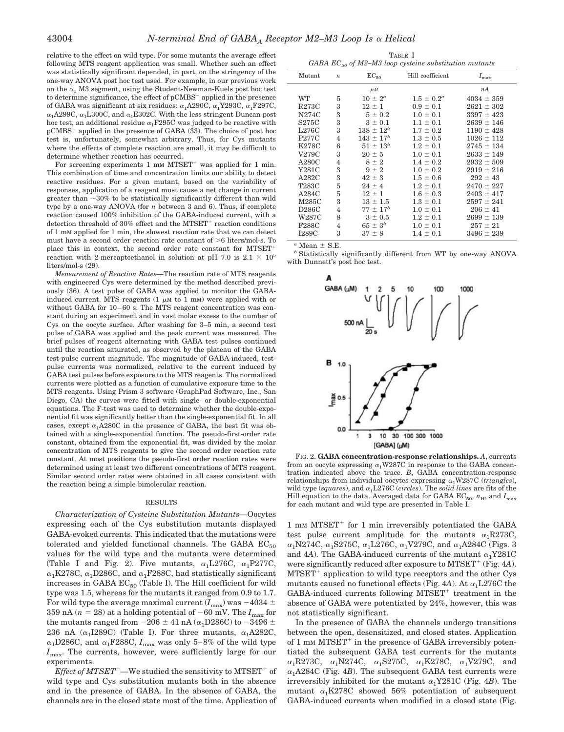relative to the effect on wild type. For some mutants the average effect following MTS reagent application was small. Whether such an effect was statistically significant depended, in part, on the stringency of the one-way ANOVA post hoc test used. For example, in our previous work on the $\alpha_1$ M3 segment, using the Student-Newman-Kuels post hoc test to determine significance, the effect of pCMBS$^-$ applied in the presence of GABA was significant at six residues: $\alpha_1$A290C, $\alpha_1$Y293C, $\alpha_1$F297C, $\alpha_1$A299C, $\alpha_1$L300C, and $\alpha_1$E302C. With the less stringent Duncan post hoc test, an additional residue $\alpha_1$F295C was judged to be reactive with pCMBS$^-$ applied in the presence of GABA (33). The choice of post hoc test is, unfortunately, somewhat arbitrary. Thus, for Cys mutants where the effects of complete reaction are small, it may be difficult to determine whether reaction has occurred.

For screening experiments 1 mM MTSET$^+$ was applied for 1 min. This combination of time and concentration limits our ability to detect reactive residues. For a given mutant, based on the variability of responses, application of a reagent must cause a net change in current greater than ~30% to be statistically significantly different than wild type by a one-way ANOVA (for $n$ between 3 and 6). Thus, if complete reaction caused 100% inhibition of the GABA-induced current, with a detection threshold of 30% effect and the MTSET$^+$ reaction conditions of 1 mM applied for 1 min, the slowest reaction rate that we can detect must have a second order reaction rate constant of >6 liters/mol-s. To place this in context, the second order rate constant for MTSET$^+$ reaction with 2-mercaptoethanol in solution at pH 7.0 is $2.1 \times 10^5$ liters/mol-s (29).

*Measurement of Reaction Rates*—The reaction rate of MTS reagents with engineered Cys were determined by the method described previously (36). A test pulse of GABA was applied to monitor the GABA-induced current. MTS reagents (1 μM to 1 mM) were applied with or without GABA for 10–60 s. The MTS reagent concentration was constant during an experiment and in vast molar excess to the number of Cys on the oocyte surface. After washing for 3–5 min, a second test pulse of GABA was applied and the peak current was measured. The brief pulses of reagent alternating with GABA test pulses continued until the reaction saturated, as observed by the plateau of the GABA test-pulse current magnitude. The magnitude of GABA-induced, test-pulse currents was normalized, relative to the current induced by GABA test pulses before exposure to the MTS reagents. The normalized currents were plotted as a function of cumulative exposure time to the MTS reagents. Using Prism 3 software (GraphPad Software, Inc., San Diego, CA) the curves were fitted with single- or double-exponential equations. The F-test was used to determine whether the double-exponential fit was significantly better than the single-exponential fit. In all cases, except $\alpha_1$A280C in the presence of GABA, the best fit was obtained with a single-exponential function. The pseudo-first-order rate constant, obtained from the exponential fit, was divided by the molar concentration of MTS reagents to give the second order reaction rate constant. At most positions the pseudo-first order reaction rates were determined using at least two different concentrations of MTS reagent. Similar second order rates were obtained in all cases consistent with the reaction being a simple bimolecular reaction.

## RESULTS

*Characterization of Cysteine Substitution Mutants*—Oocytes expressing each of the Cys substitution mutants displayed GABA-evoked currents. This indicated that the mutations were tolerated and yielded functional channels. The GABA $EC_{50}$ values for the wild type and the mutants were determined (Table I and Fig. 2). Five mutants, $\alpha_1$L276C, $\alpha_1$P277C, $\alpha_1$K278C, $\alpha_1$D286C, and $\alpha_1$F288C, had statistically significant increases in GABA $EC_{50}$ (Table I). The Hill coefficient for wild type was 1.5, whereas for the mutants it ranged from 0.9 to 1.7. For wild type the average maximal current ($I_{max}$) was $-4034 \pm 359$ nA ($n = 28$) at a holding potential of $-60$ mV. The $I_{max}$ for the mutants ranged from $-206 \pm 41$ nA ($\alpha_1$D286C) to $-3496 \pm 236$ nA ($\alpha_1$I289C) (Table I). For three mutants, $\alpha_1$A282C, $\alpha_1$D286C, and $\alpha_1$F288C, $I_{max}$ was only 5–8% of the wild type $I_{max}$. The currents, however, were sufficiently large for our experiments.

*Effect of MTSET$^+$*—We studied the sensitivity to MTSET$^+$ of wild type and Cys substitution mutants both in the absence and in the presence of GABA. In the absence of GABA, the channels are in the closed state most of the time. Application of 1 mM MTSET$^+$ for 1 min irreversibly potentiated the GABA test pulse current amplitude for the mutants $\alpha_1$R273C, $\alpha_1$N274C, $\alpha_1$S275C, $\alpha_1$L276C, $\alpha_1$V279C, and $\alpha_1$A284C (Figs. 3 and 4*A*). The GABA-induced currents of the mutant $\alpha_1$Y281C were significantly reduced after exposure to MTSET$^+$ (Fig. 4*A*). MTSET$^+$ application to wild type receptors and the other Cys mutants caused no functional effects (Fig. 4*A*). At $\alpha_1$L276C the GABA-induced currents following MTSET$^+$ treatment in the absence of GABA were potentiated by 24%, however, this was not statistically significant.

In the presence of GABA the channels undergo transitions between the open, desensitized, and closed states. Application of 1 mM MTSET$^+$ in the presence of GABA irreversibly potentiated the subsequent GABA test currents for the mutants $\alpha_1$R273C, $\alpha_1$N274C, $\alpha_1$S275C, $\alpha_1$K278C, $\alpha_1$V279C, and $\alpha_1$A284C (Fig. 4*B*). The subsequent GABA test currents were irreversibly inhibited for the mutant $\alpha_1$Y281C (Fig. 4*B*). The mutant $\alpha_1$K278C showed 56% potentiation of subsequent GABA-induced currents when modified in a closed state (Fig.

TABLE I
*GABA $EC_{50}$ of M2–M3 loop cysteine substitution mutants*

| Mutant | $n$ | $EC_{50}$ | Hill coefficient | $I_{max}$ |
|---|---|---|---|---|
| | | μM | | nA |
| WT | 5 | $10 \pm 2^a$ | $1.5 \pm 0.2^a$ | $4034 \pm 359$ |
| R273C | 3 | $12 \pm 1$ | $0.9 \pm 0.1$ | $2621 \pm 302$ |
| N274C | 3 | $5 \pm 0.2$ | $1.0 \pm 0.1$ | $3397 \pm 423$ |
| S275C | 3 | $3 \pm 0.1$ | $1.1 \pm 0.1$ | $2639 \pm 146$ |
| L276C | 3 | $138 \pm 12^b$ | $1.7 \pm 0.2$ | $1190 \pm 428$ |
| P277C | 4 | $143 \pm 17^b$ | $1.3 \pm 0.5$ | $1026 \pm 112$ |
| K278C | 6 | $51 \pm 13^b$ | $1.2 \pm 0.1$ | $2745 \pm 134$ |
| V279C | 3 | $20 \pm 5$ | $1.0 \pm 0.1$ | $2633 \pm 149$ |
| A280C | 4 | $8 \pm 2$ | $1.4 \pm 0.2$ | $2932 \pm 509$ |
| Y281C | 3 | $9 \pm 2$ | $1.0 \pm 0.2$ | $2919 \pm 216$ |
| A282C | 3 | $42 \pm 3$ | $1.5 \pm 0.6$ | $292 \pm 43$ |
| T283C | 5 | $24 \pm 4$ | $1.2 \pm 0.1$ | $2470 \pm 227$ |
| A284C | 5 | $12 \pm 1$ | $1.6 \pm 0.3$ | $2403 \pm 417$ |
| M285C | 3 | $13 \pm 1.5$ | $1.3 \pm 0.1$ | $2597 \pm 241$ |
| D286C | 4 | $77 \pm 17^b$ | $1.0 \pm 0.1$ | $206 \pm 41$ |
| W287C | 8 | $3 \pm 0.5$ | $1.2 \pm 0.1$ | $2699 \pm 139$ |
| F288C | 4 | $65 \pm 3^b$ | $1.0 \pm 0.1$ | $257 \pm 21$ |
| I289C | 3 | $37 \pm 8$ | $1.4 \pm 0.1$ | $3496 \pm 239$ |

[a] Mean ± S.E.
[b] Statistically significantly different from WT by one-way ANOVA with Dunnett's post hoc test.

FIG. 2. **GABA concentration-response relationships.** *A*, currents from an oocyte expressing $\alpha_1$W287C in response to the GABA concentration indicated above the trace. *B*, GABA concentration-response relationships from individual oocytes expressing $\alpha_1$W287C (*triangles*), wild type (*squares*), and $\alpha_1$L276C (*circles*). The *solid lines* are fits of the Hill equation to the data. Averaged data for GABA $EC_{50}$, $n_H$, and $I_{max}$ for each mutant and wild type are presented in Table I.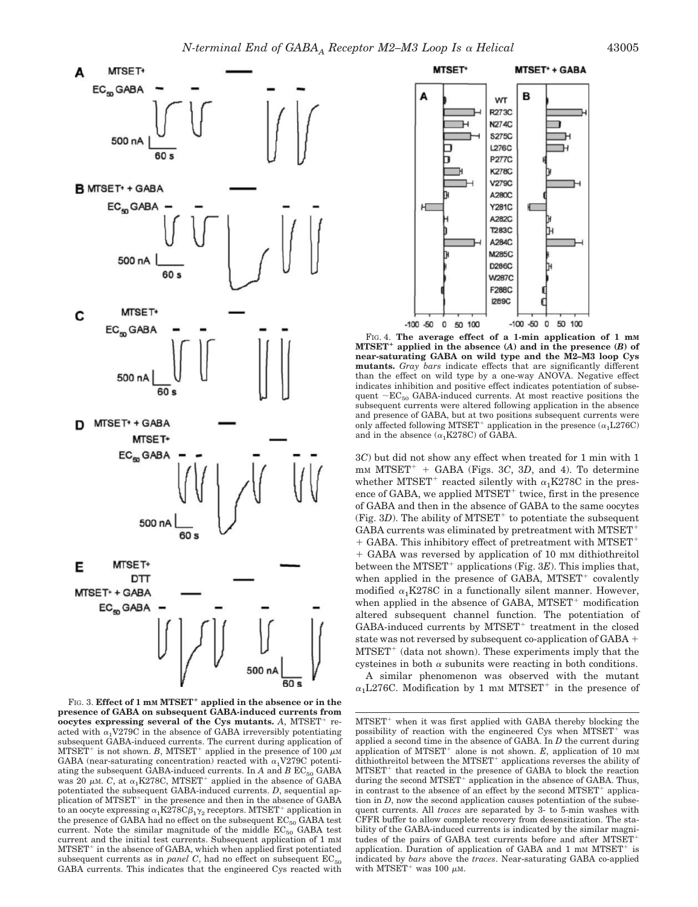FIG. 3. **Effect of 1 mM MTSET+ applied in the absence or in the presence of GABA on subsequent GABA-induced currents from oocytes expressing several of the Cys mutants.** *A*, MTSET+ reacted with $\alpha_1$V279C in the absence of GABA irreversibly potentiating subsequent GABA-induced currents. The current during application of MTSET+ is not shown. *B*, MTSET+ applied in the presence of 100 $\mu$M GABA (near-saturating concentration) reacted with $\alpha_1$V279C potentiating the subsequent GABA-induced currents. In *A* and *B* $EC_{50}$ GABA was 20 $\mu$M. *C*, at $\alpha_1$K278C, MTSET+ applied in the absence of GABA potentiated the subsequent GABA-induced currents. *D*, sequential application of MTSET+ in the presence and then in the absence of GABA to an oocyte expressing $\alpha_1$K278C$\beta_1\gamma_2$ receptors. MTSET+ application in the presence of GABA had no effect on the subsequent $EC_{50}$ GABA test current. Note the similar magnitude of the middle $EC_{50}$ GABA test current and the initial test currents. Subsequent application of 1 mM MTSET+ in the absence of GABA, which when applied first potentiated subsequent currents as in *panel C*, had no effect on subsequent $EC_{50}$ GABA currents. This indicates that the engineered Cys reacted with MTSET+ when it was first applied with GABA thereby blocking the possibility of reaction with the engineered Cys when MTSET+ was applied a second time in the absence of GABA. In *D* the current during application of MTSET+ alone is not shown. *E*, application of 10 mM dithiothreitol between the MTSET+ applications reverses the ability of MTSET+ that reacted in the presence of GABA to block the reaction during the second MTSET+ application in the absence of GABA. Thus, in contrast to the absence of an effect by the second MTSET+ application in *D*, now the second application causes potentiation of the subsequent currents. All *traces* are separated by 3- to 5-min washes with CFFR buffer to allow complete recovery from desensitization. The stability of the GABA-induced currents is indicated by the similar magnitudes of the pairs of GABA test currents before and after MTSET+ application. Duration of application of GABA and 1 mM MTSET+ is indicated by *bars* above the *traces*. Near-saturating GABA co-applied with MTSET+ was 100 $\mu$M.

FIG. 4. **The average effect of a 1-min application of 1 mM MTSET+ applied in the absence (*A*) and in the presence (*B*) of near-saturating GABA on wild type and the M2–M3 loop Cys mutants.** *Gray bars* indicate effects that are significantly different than the effect on wild type by a one-way ANOVA. Negative effect indicates inhibition and positive effect indicates potentiation of subsequent ~$EC_{50}$ GABA-induced currents. At most reactive positions the subsequent currents were altered following application in the absence and presence of GABA, but at two positions subsequent currents were only affected following MTSET+ application in the presence ($\alpha_1$L276C) and in the absence ($\alpha_1$K278C) of GABA.

3*C*) but did not show any effect when treated for 1 min with 1 mM MTSET+ + GABA (Figs. 3*C*, 3*D*, and 4). To determine whether MTSET+ reacted silently with $\alpha_1$K278C in the presence of GABA, we applied MTSET+ twice, first in the presence of GABA and then in the absence of GABA to the same oocytes (Fig. 3*D*). The ability of MTSET+ to potentiate the subsequent GABA currents was eliminated by pretreatment with MTSET+ + GABA. This inhibitory effect of pretreatment with MTSET+ + GABA was reversed by application of 10 mM dithiothreitol between the MTSET+ applications (Fig. 3*E*). This implies that, when applied in the presence of GABA, MTSET+ covalently modified $\alpha_1$K278C in a functionally silent manner. However, when applied in the absence of GABA, MTSET+ modification altered subsequent channel function. The potentiation of GABA-induced currents by MTSET+ treatment in the closed state was not reversed by subsequent co-application of GABA + MTSET+ (data not shown). These experiments imply that the cysteines in both $\alpha$ subunits were reacting in both conditions.

A similar phenomenon was observed with the mutant $\alpha_1$L276C. Modification by 1 mM MTSET+ in the presence of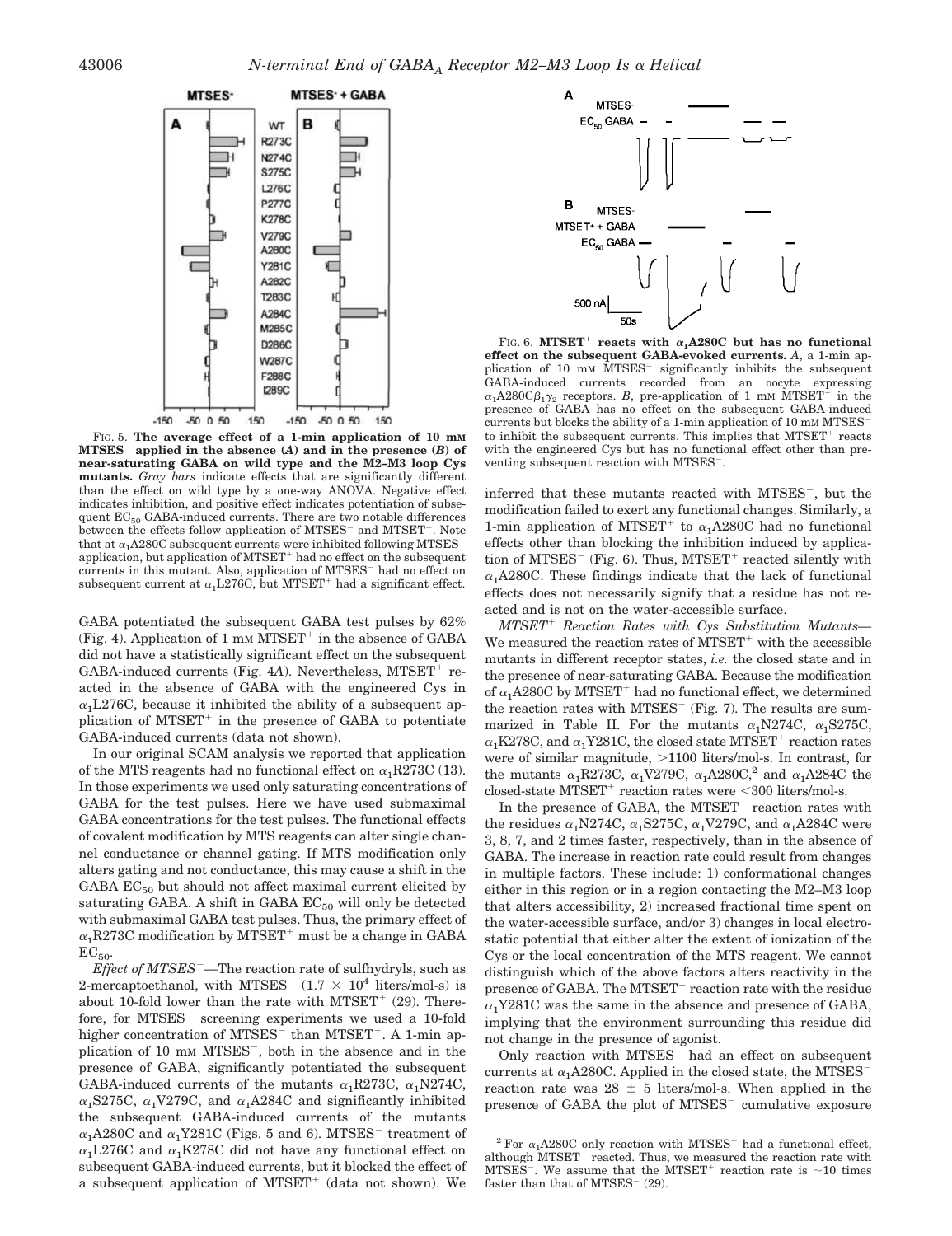FIG. 5. **The average effect of a 1-min application of 10 mM $MTSES^-$ applied in the absence (*A*) and in the presence (*B*) of near-saturating GABA on wild type and the M2–M3 loop Cys mutants.** *Gray bars* indicate effects that are significantly different than the effect on wild type by a one-way ANOVA. Negative effect indicates inhibition, and positive effect indicates potentiation of subsequent $EC_{50}$ GABA-induced currents. There are two notable differences between the effects follow application of $MTSES^-$ and $MTSET^+$. Note that at $\alpha_1$A280C subsequent currents were inhibited following $MTSES^-$ application, but application of $MTSET^+$ had no effect on the subsequent currents in this mutant. Also, application of $MTSES^-$ had no effect on subsequent current at $\alpha_1$L276C, but $MTSET^+$ had a significant effect.

FIG. 6. **$MTSET^+$ reacts with $\alpha_1$A280C but has no functional effect on the subsequent GABA-evoked currents.** *A*, a 1-min application of 10 mM $MTSES^-$ significantly inhibits the subsequent GABA-induced currents recorded from an oocyte expressing $\alpha_1$A280C$\beta_1\gamma_2$ receptors. *B*, pre-application of 1 mM $MTSET^+$ in the presence of GABA has no effect on the subsequent GABA-induced currents but blocks the ability of a 1-min application of 10 mM $MTSES^-$ to inhibit the subsequent currents. This implies that $MTSET^+$ reacts with the engineered Cys but has no functional effect other than preventing subsequent reaction with $MTSES^-$.

GABA potentiated the subsequent GABA test pulses by 62% (Fig. 4). Application of 1 mM $MTSET^+$ in the absence of GABA did not have a statistically significant effect on the subsequent GABA-induced currents (Fig. 4*A*). Nevertheless, $MTSET^+$ reacted in the absence of GABA with the engineered Cys in $\alpha_1$L276C, because it inhibited the ability of a subsequent application of $MTSET^+$ in the presence of GABA to potentiate GABA-induced currents (data not shown).

In our original SCAM analysis we reported that application of the MTS reagents had no functional effect on $\alpha_1$R273C (13). In those experiments we used only saturating concentrations of GABA for the test pulses. Here we have used submaximal GABA concentrations for the test pulses. The functional effects of covalent modification by MTS reagents can alter single channel conductance or channel gating. If MTS modification only alters gating and not conductance, this may cause a shift in the GABA $EC_{50}$ but should not affect maximal current elicited by saturating GABA. A shift in GABA $EC_{50}$ will only be detected with submaximal GABA test pulses. Thus, the primary effect of $\alpha_1$R273C modification by $MTSET^+$ must be a change in GABA $EC_{50}$.

*Effect of $MTSES^-$*—The reaction rate of sulfhydryls, such as 2-mercaptoethanol, with $MTSES^-$ ($1.7 \times 10^4$ liters/mol-s) is about 10-fold lower than the rate with $MTSET^+$ (29). Therefore, for $MTSES^-$ screening experiments we used a 10-fold higher concentration of $MTSES^-$ than $MTSET^+$. A 1-min application of 10 mM $MTSES^-$, both in the absence and in the presence of GABA, significantly potentiated the subsequent GABA-induced currents of the mutants $\alpha_1$R273C, $\alpha_1$N274C, $\alpha_1$S275C, $\alpha_1$V279C, and $\alpha_1$A284C and significantly inhibited the subsequent GABA-induced currents of the mutants $\alpha_1$A280C and $\alpha_1$Y281C (Figs. 5 and 6). $MTSES^-$ treatment of $\alpha_1$L276C and $\alpha_1$K278C did not have any functional effect on subsequent GABA-induced currents, but it blocked the effect of a subsequent application of $MTSET^+$ (data not shown). We inferred that these mutants reacted with $MTSES^-$, but the modification failed to exert any functional changes. Similarly, a 1-min application of $MTSET^+$ to $\alpha_1$A280C had no functional effects other than blocking the inhibition induced by application of $MTSES^-$ (Fig. 6). Thus, $MTSET^+$ reacted silently with $\alpha_1$A280C. These findings indicate that the lack of functional effects does not necessarily signify that a residue has not reacted and is not on the water-accessible surface.

*$MTSET^+$ Reaction Rates with Cys Substitution Mutants*—We measured the reaction rates of $MTSET^+$ with the accessible mutants in different receptor states, *i.e.* the closed state and in the presence of near-saturating GABA. Because the modification of $\alpha_1$A280C by $MTSET^+$ had no functional effect, we determined the reaction rates with $MTSES^-$ (Fig. 7). The results are summarized in Table II. For the mutants $\alpha_1$N274C, $\alpha_1$S275C, $\alpha_1$K278C, and $\alpha_1$Y281C, the closed state $MTSET^+$ reaction rates were of similar magnitude, >1100 liters/mol-s. In contrast, for the mutants $\alpha_1$R273C, $\alpha_1$V279C, $\alpha_1$A280C,[2] and $\alpha_1$A284C the closed-state $MTSET^+$ reaction rates were <300 liters/mol-s.

In the presence of GABA, the $MTSET^+$ reaction rates with the residues $\alpha_1$N274C, $\alpha_1$S275C, $\alpha_1$V279C, and $\alpha_1$A284C were 3, 8, 7, and 2 times faster, respectively, than in the absence of GABA. The increase in reaction rate could result from changes in multiple factors. These include: 1) conformational changes either in this region or in a region contacting the M2–M3 loop that alters accessibility, 2) increased fractional time spent on the water-accessible surface, and/or 3) changes in local electrostatic potential that either alter the extent of ionization of the Cys or the local concentration of the MTS reagent. We cannot distinguish which of the above factors alters reactivity in the presence of GABA. The $MTSET^+$ reaction rate with the residue $\alpha_1$Y281C was the same in the absence and presence of GABA, implying that the environment surrounding this residue did not change in the presence of agonist.

Only reaction with $MTSES^-$ had an effect on subsequent currents at $\alpha_1$A280C. Applied in the closed state, the $MTSES^-$ reaction rate was 28 ± 5 liters/mol-s. When applied in the presence of GABA the plot of $MTSES^-$ cumulative exposure

[2] For $\alpha_1$A280C only reaction with $MTSES^-$ had a functional effect, although $MTSET^+$ reacted. Thus, we measured the reaction rate with $MTSES^-$. We assume that the $MTSET^+$ reaction rate is ~10 times faster than that of $MTSES^-$ (29).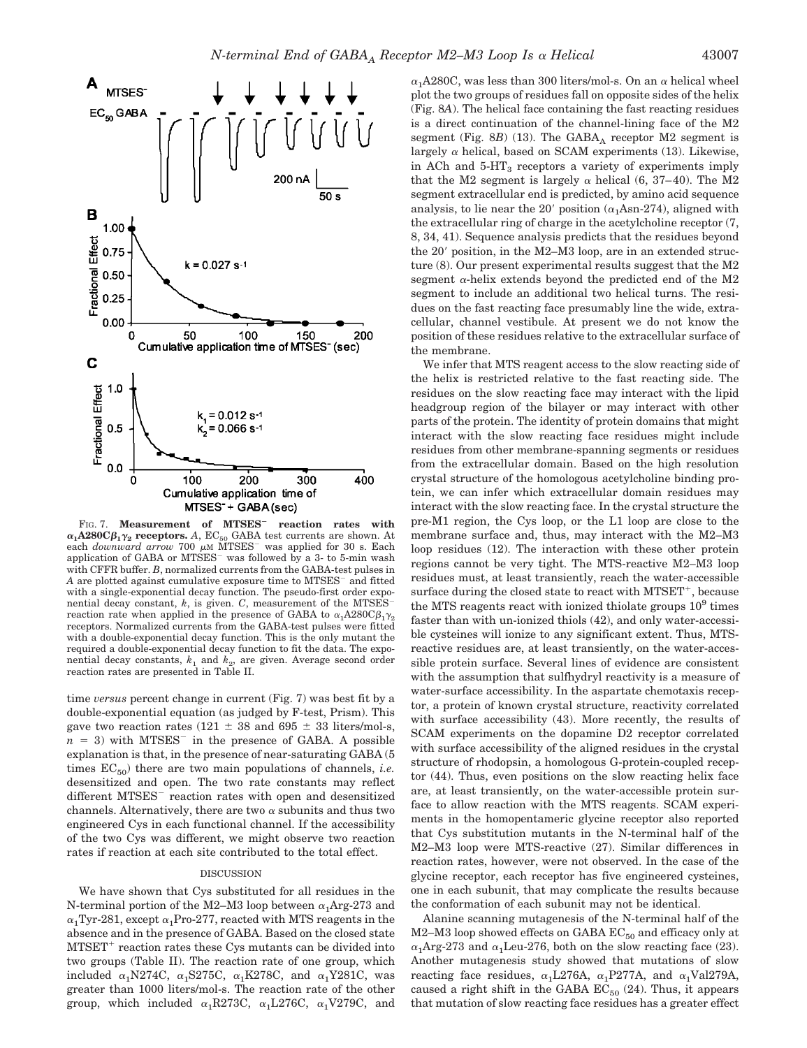FIG. 7. **Measurement of MTSES$^-$ reaction rates with $\alpha_1$A280C$\beta_1\gamma_2$ receptors.** *A*, $EC_{50}$ GABA test currents are shown. At each *downward arrow* 700 $\mu$M MTSES$^-$ was applied for 30 s. Each application of GABA or MTSES$^-$ was followed by a 3- to 5-min wash with CFFR buffer. *B*, normalized currents from the GABA-test pulses in *A* are plotted against cumulative exposure time to MTSES$^-$ and fitted with a single-exponential decay function. The pseudo-first order exponential decay constant, *k*, is given. *C*, measurement of the MTSES$^-$ reaction rate when applied in the presence of GABA to $\alpha_1$A280C$\beta_1\gamma_2$ receptors. Normalized currents from the GABA-test pulses were fitted with a double-exponential decay function. This is the only mutant the required a double-exponential decay function to fit the data. The exponential decay constants, $k_1$ and $k_2$, are given. Average second order reaction rates are presented in Table II.

time *versus* percent change in current (Fig. 7) was best fit by a double-exponential equation (as judged by F-test, Prism). This gave two reaction rates (121 ± 38 and 695 ± 33 liters/mol-s, $n = 3$) with MTSES$^-$ in the presence of GABA. A possible explanation is that, in the presence of near-saturating GABA (5 times $EC_{50}$) there are two main populations of channels, *i.e.* desensitized and open. The two rate constants may reflect different MTSES$^-$ reaction rates with open and desensitized channels. Alternatively, there are two $\alpha$ subunits and thus two engineered Cys in each functional channel. If the accessibility of the two Cys was different, we might observe two reaction rates if reaction at each site contributed to the total effect.

## DISCUSSION

We have shown that Cys substituted for all residues in the N-terminal portion of the M2–M3 loop between $\alpha_1$Arg-273 and $\alpha_1$Tyr-281, except $\alpha_1$Pro-277, reacted with MTS reagents in the absence and in the presence of GABA. Based on the closed state MTSET$^+$ reaction rates these Cys mutants can be divided into two groups (Table II). The reaction rate of one group, which included $\alpha_1$N274C, $\alpha_1$S275C, $\alpha_1$K278C, and $\alpha_1$Y281C, was greater than 1000 liters/mol-s. The reaction rate of the other group, which included $\alpha_1$R273C, $\alpha_1$L276C, $\alpha_1$V279C, and $\alpha_1$A280C, was less than 300 liters/mol-s. On an $\alpha$ helical wheel plot the two groups of residues fall on opposite sides of the helix (Fig. 8*A*). The helical face containing the fast reacting residues is a direct continuation of the channel-lining face of the M2 segment (Fig. 8*B*) (13). The $GABA_A$ receptor M2 segment is largely $\alpha$ helical, based on SCAM experiments (13). Likewise, in ACh and 5-$HT_3$ receptors a variety of experiments imply that the M2 segment is largely $\alpha$ helical (6, 37–40). The M2 segment extracellular end is predicted, by amino acid sequence analysis, to lie near the 20′ position ($\alpha_1$Asn-274), aligned with the extracellular ring of charge in the acetylcholine receptor (7, 8, 34, 41). Sequence analysis predicts that the residues beyond the 20′ position, in the M2–M3 loop, are in an extended structure (8). Our present experimental results suggest that the M2 segment $\alpha$-helix extends beyond the predicted end of the M2 segment to include an additional two helical turns. The residues on the fast reacting face presumably line the wide, extracellular, channel vestibule. At present we do not know the position of these residues relative to the extracellular surface of the membrane.

We infer that MTS reagent access to the slow reacting side of the helix is restricted relative to the fast reacting side. The residues on the slow reacting face may interact with the lipid headgroup region of the bilayer or may interact with other parts of the protein. The identity of protein domains that might interact with the slow reacting face residues might include residues from other membrane-spanning segments or residues from the extracellular domain. Based on the high resolution crystal structure of the homologous acetylcholine binding protein, we can infer which extracellular domain residues may interact with the slow reacting face. In the crystal structure the pre-M1 region, the Cys loop, or the L1 loop are close to the membrane surface and, thus, may interact with the M2–M3 loop residues (12). The interaction with these other protein regions cannot be very tight. The MTS-reactive M2–M3 loop residues must, at least transiently, reach the water-accessible surface during the closed state to react with MTSET$^+$, because the MTS reagents react with ionized thiolate groups $10^9$ times faster than with un-ionized thiols (42), and only water-accessible cysteines will ionize to any significant extent. Thus, MTS-reactive residues are, at least transiently, on the water-accessible protein surface. Several lines of evidence are consistent with the assumption that sulfhydryl reactivity is a measure of water-surface accessibility. In the aspartate chemotaxis receptor, a protein of known crystal structure, reactivity correlated with surface accessibility (43). More recently, the results of SCAM experiments on the dopamine D2 receptor correlated with surface accessibility of the aligned residues in the crystal structure of rhodopsin, a homologous G-protein-coupled receptor (44). Thus, even positions on the slow reacting helix face are, at least transiently, on the water-accessible protein surface to allow reaction with the MTS reagents. SCAM experiments in the homopentameric glycine receptor also reported that Cys substitution mutants in the N-terminal half of the M2–M3 loop were MTS-reactive (27). Similar differences in reaction rates, however, were not observed. In the case of the glycine receptor, each receptor has five engineered cysteines, one in each subunit, that may complicate the results because the conformation of each subunit may not be identical.

Alanine scanning mutagenesis of the N-terminal half of the M2–M3 loop showed effects on GABA $EC_{50}$ and efficacy only at $\alpha_1$Arg-273 and $\alpha_1$Leu-276, both on the slow reacting face (23). Another mutagenesis study showed that mutations of slow reacting face residues, $\alpha_1$L276A, $\alpha_1$P277A, and $\alpha_1$Val279A, caused a right shift in the GABA $EC_{50}$ (24). Thus, it appears that mutation of slow reacting face residues has a greater effect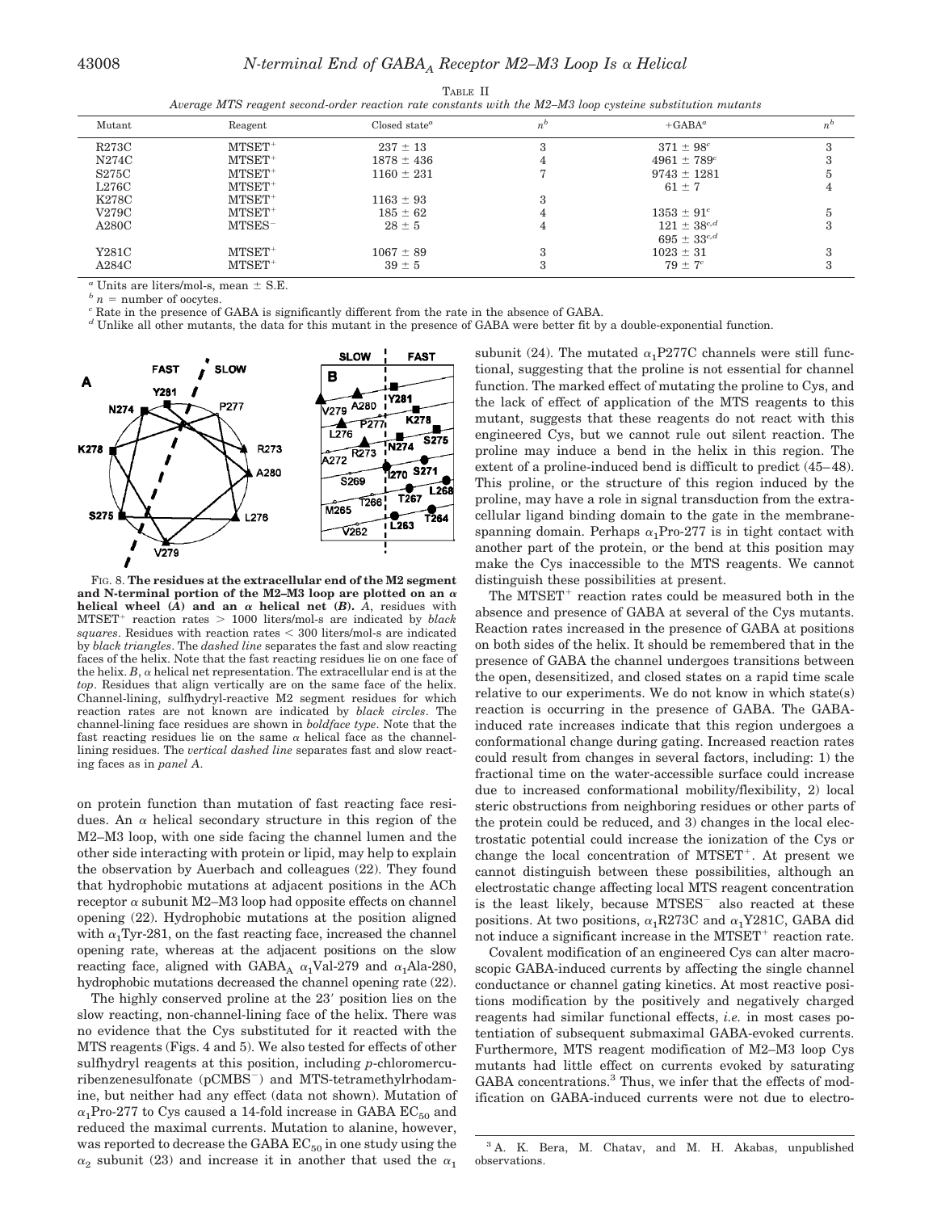TABLE II

*Average MTS reagent second-order reaction rate constants with the M2–M3 loop cysteine substitution mutants*

| Mutant | Reagent | Closed state[a] | $n$[b] | +GABA[a] | $n$[b] |
|---|---|---|---|---|---|
| R273C | $MTSET^+$ | 237 ± 13 | 3 | 371 ± 98[c] | 3 |
| N274C | $MTSET^+$ | 1878 ± 436 | 4 | 4961 ± 789[c] | 3 |
| S275C | $MTSET^+$ | 1160 ± 231 | 7 | 9743 ± 1281 | 5 |
| L276C | $MTSET^+$ | | | 61 ± 7 | 4 |
| K278C | $MTSET^+$ | 1163 ± 93 | 3 | | |
| V279C | $MTSET^+$ | 185 ± 62 | 4 | 1353 ± 91[c] | 5 |
| A280C | $MTSES^-$ | 28 ± 5 | 4 | 121 ± 38[c,d] 695 ± 33[c,d] | 3 |
| Y281C | $MTSET^+$ | 1067 ± 89 | 3 | 1023 ± 31 | 3 |
| A284C | $MTSET^+$ | 39 ± 5 | 3 | 79 ± 7[c] | 3 |

[a] Units are liters/mol-s, mean ± S.E.

[b] $n$ = number of oocytes.

[c] Rate in the presence of GABA is significantly different from the rate in the absence of GABA.

[d] Unlike all other mutants, the data for this mutant in the presence of GABA were better fit by a double-exponential function.

FIG. 8. **The residues at the extracellular end of the M2 segment and N-terminal portion of the M2–M3 loop are plotted on an α helical wheel (*A*) and an α helical net (*B*).** *A*, residues with $MTSET^+$ reaction rates > 1000 liters/mol-s are indicated by *black squares*. Residues with reaction rates < 300 liters/mol-s are indicated by *black triangles*. The *dashed line* separates the fast and slow reacting faces of the helix. Note that the fast reacting residues lie on one face of the helix. *B*, α helical net representation. The extracellular end is at the *top*. Residues that align vertically are on the same face of the helix. Channel-lining, sulfhydryl-reactive M2 segment residues for which reaction rates are not known are indicated by *black circles*. The channel-lining face residues are shown in **boldface type**. Note that the fast reacting residues lie on the same α helical face as the channel-lining residues. The *vertical dashed line* separates fast and slow reacting faces as in *panel A*.

on protein function than mutation of fast reacting face residues. An α helical secondary structure in this region of the M2–M3 loop, with one side facing the channel lumen and the other side interacting with protein or lipid, may help to explain the observation by Auerbach and colleagues (22). They found that hydrophobic mutations at adjacent positions in the ACh receptor α subunit M2–M3 loop had opposite effects on channel opening (22). Hydrophobic mutations at the position aligned with $\alpha_1$Tyr-281, on the fast reacting face, increased the channel opening rate, whereas at the adjacent positions on the slow reacting face, aligned with $GABA_A$ $\alpha_1$Val-279 and $\alpha_1$Ala-280, hydrophobic mutations decreased the channel opening rate (22).

The highly conserved proline at the 23′ position lies on the slow reacting, non-channel-lining face of the helix. There was no evidence that the Cys substituted for it reacted with the MTS reagents (Figs. 4 and 5). We also tested for effects of other sulfhydryl reagents at this position, including *p*-chloromercuribenzenesulfonate ($pCMBS^-$) and MTS-tetramethylrhodamine, but neither had any effect (data not shown). Mutation of $\alpha_1$Pro-277 to Cys caused a 14-fold increase in GABA $EC_{50}$ and reduced the maximal currents. Mutation to alanine, however, was reported to decrease the GABA $EC_{50}$ in one study using the $\alpha_2$ subunit (23) and increase it in another that used the $\alpha_1$ subunit (24). The mutated $\alpha_1$P277C channels were still functional, suggesting that the proline is not essential for channel function. The marked effect of mutating the proline to Cys, and the lack of effect of application of the MTS reagents to this mutant, suggests that these reagents do not react with this engineered Cys, but we cannot rule out silent reaction. The proline may induce a bend in the helix in this region. The extent of a proline-induced bend is difficult to predict (45–48). This proline, or the structure of this region induced by the proline, may have a role in signal transduction from the extracellular ligand binding domain to the gate in the membrane-spanning domain. Perhaps $\alpha_1$Pro-277 is in tight contact with another part of the protein, or the bend at this position may make the Cys inaccessible to the MTS reagents. We cannot distinguish these possibilities at present.

The $MTSET^+$ reaction rates could be measured both in the absence and presence of GABA at several of the Cys mutants. Reaction rates increased in the presence of GABA at positions on both sides of the helix. It should be remembered that in the presence of GABA the channel undergoes transitions between the open, desensitized, and closed states on a rapid time scale relative to our experiments. We do not know in which state(s) reaction is occurring in the presence of GABA. The GABA-induced rate increases indicate that this region undergoes a conformational change during gating. Increased reaction rates could result from changes in several factors, including: 1) the fractional time on the water-accessible surface could increase due to increased conformational mobility/flexibility, 2) local steric obstructions from neighboring residues or other parts of the protein could be reduced, and 3) changes in the local electrostatic potential could increase the ionization of the Cys or change the local concentration of $MTSET^+$. At present we cannot distinguish between these possibilities, although an electrostatic change affecting local MTS reagent concentration is the least likely, because $MTSES^-$ also reacted at these positions. At two positions, $\alpha_1$R273C and $\alpha_1$Y281C, GABA did not induce a significant increase in the $MTSET^+$ reaction rate.

Covalent modification of an engineered Cys can alter macroscopic GABA-induced currents by affecting the single channel conductance or channel gating kinetics. At most reactive positions modification by the positively and negatively charged reagents had similar functional effects, *i.e.* in most cases potentiation of subsequent submaximal GABA-evoked currents. Furthermore, MTS reagent modification of M2–M3 loop Cys mutants had little effect on currents evoked by saturating GABA concentrations.[3] Thus, we infer that the effects of modification on GABA-induced currents were not due to electro-

[3] A. K. Bera, M. Chatav, and M. H. Akabas, unpublished observations.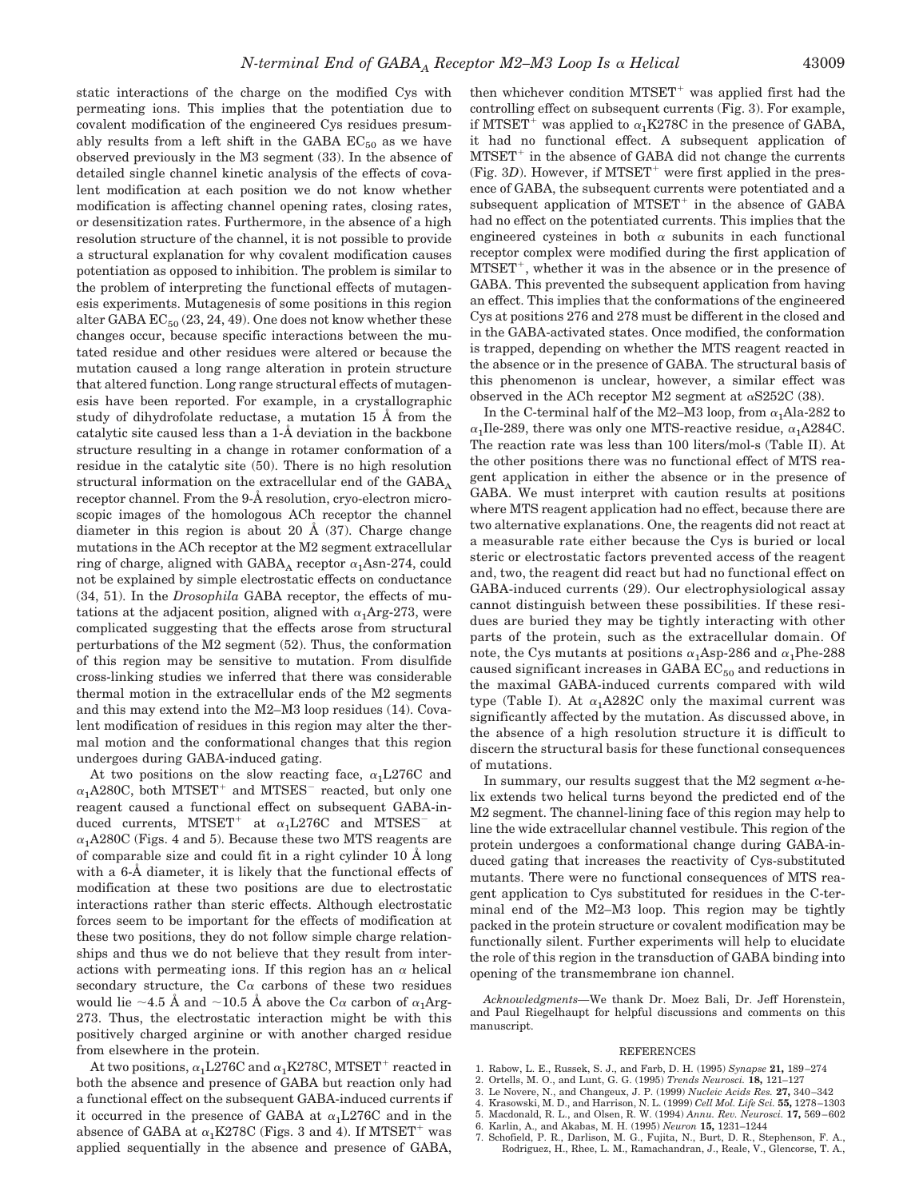static interactions of the charge on the modified Cys with permeating ions. This implies that the potentiation due to covalent modification of the engineered Cys residues presumably results from a left shift in the GABA $EC_{50}$ as we have observed previously in the M3 segment (33). In the absence of detailed single channel kinetic analysis of the effects of covalent modification at each position we do not know whether modification is affecting channel opening rates, closing rates, or desensitization rates. Furthermore, in the absence of a high resolution structure of the channel, it is not possible to provide a structural explanation for why covalent modification causes potentiation as opposed to inhibition. The problem is similar to the problem of interpreting the functional effects of mutagenesis experiments. Mutagenesis of some positions in this region alter GABA $EC_{50}$ (23, 24, 49). One does not know whether these changes occur, because specific interactions between the mutated residue and other residues were altered or because the mutation caused a long range alteration in protein structure that altered function. Long range structural effects of mutagenesis have been reported. For example, in a crystallographic study of dihydrofolate reductase, a mutation 15 Å from the catalytic site caused less than a 1-Å deviation in the backbone structure resulting in a change in rotamer conformation of a residue in the catalytic site (50). There is no high resolution structural information on the extracellular end of the $GABA_A$ receptor channel. From the 9-Å resolution, cryo-electron microscopic images of the homologous ACh receptor the channel diameter in this region is about 20 Å (37). Charge change mutations in the ACh receptor at the M2 segment extracellular ring of charge, aligned with $GABA_A$ receptor $\alpha_1$Asn-274, could not be explained by simple electrostatic effects on conductance (34, 51). In the *Drosophila* GABA receptor, the effects of mutations at the adjacent position, aligned with $\alpha_1$Arg-273, were complicated suggesting that the effects arose from structural perturbations of the M2 segment (52). Thus, the conformation of this region may be sensitive to mutation. From disulfide cross-linking studies we inferred that there was considerable thermal motion in the extracellular ends of the M2 segments and this may extend into the M2–M3 loop residues (14). Covalent modification of residues in this region may alter the thermal motion and the conformational changes that this region undergoes during GABA-induced gating.

At two positions on the slow reacting face, $\alpha_1$L276C and $\alpha_1$A280C, both $MTSET^+$ and $MTSES^-$ reacted, but only one reagent caused a functional effect on subsequent GABA-induced currents, $MTSET^+$ at $\alpha_1$L276C and $MTSES^-$ at $\alpha_1$A280C (Figs. 4 and 5). Because these two MTS reagents are of comparable size and could fit in a right cylinder 10 Å long with a 6-Å diameter, it is likely that the functional effects of modification at these two positions are due to electrostatic interactions rather than steric effects. Although electrostatic forces seem to be important for the effects of modification at these two positions, they do not follow simple charge relationships and thus we do not believe that they result from interactions with permeating ions. If this region has an α helical secondary structure, the Cα carbons of these two residues would lie ~4.5 Å and ~10.5 Å above the Cα carbon of $\alpha_1$Arg-273. Thus, the electrostatic interaction might be with this positively charged arginine or with another charged residue from elsewhere in the protein.

At two positions, $\alpha_1$L276C and $\alpha_1$K278C, $MTSET^+$ reacted in both the absence and presence of GABA but reaction only had a functional effect on the subsequent GABA-induced currents if it occurred in the presence of GABA at $\alpha_1$L276C and in the absence of GABA at $\alpha_1$K278C (Figs. 3 and 4). If $MTSET^+$ was applied sequentially in the absence and presence of GABA, then whichever condition $MTSET^+$ was applied first had the controlling effect on subsequent currents (Fig. 3). For example, if $MTSET^+$ was applied to $\alpha_1$K278C in the presence of GABA, it had no functional effect. A subsequent application of $MTSET^+$ in the absence of GABA did not change the currents (Fig. 3*D*). However, if $MTSET^+$ were first applied in the presence of GABA, the subsequent currents were potentiated and a subsequent application of $MTSET^+$ in the absence of GABA had no effect on the potentiated currents. This implies that the engineered cysteines in both α subunits in each functional receptor complex were modified during the first application of $MTSET^+$, whether it was in the absence or in the presence of GABA. This prevented the subsequent application from having an effect. This implies that the conformations of the engineered Cys at positions 276 and 278 must be different in the closed and in the GABA-activated states. Once modified, the conformation is trapped, depending on whether the MTS reagent reacted in the absence or in the presence of GABA. The structural basis of this phenomenon is unclear, however, a similar effect was observed in the ACh receptor M2 segment at αS252C (38).

In the C-terminal half of the M2–M3 loop, from $\alpha_1$Ala-282 to $\alpha_1$Ile-289, there was only one MTS-reactive residue, $\alpha_1$A284C. The reaction rate was less than 100 liters/mol-s (Table II). At the other positions there was no functional effect of MTS reagent application in either the absence or in the presence of GABA. We must interpret with caution results at positions where MTS reagent application had no effect, because there are two alternative explanations. One, the reagents did not react at a measurable rate either because the Cys is buried or local steric or electrostatic factors prevented access of the reagent and, two, the reagent did react but had no functional effect on GABA-induced currents (29). Our electrophysiological assay cannot distinguish between these possibilities. If these residues are buried they may be tightly interacting with other parts of the protein, such as the extracellular domain. Of note, the Cys mutants at positions $\alpha_1$Asp-286 and $\alpha_1$Phe-288 caused significant increases in GABA $EC_{50}$ and reductions in the maximal GABA-induced currents compared with wild type (Table I). At $\alpha_1$A282C only the maximal current was significantly affected by the mutation. As discussed above, in the absence of a high resolution structure it is difficult to discern the structural basis for these functional consequences of mutations.

In summary, our results suggest that the M2 segment α-helix extends two helical turns beyond the predicted end of the M2 segment. The channel-lining face of this region may help to line the wide extracellular channel vestibule. This region of the protein undergoes a conformational change during GABA-induced gating that increases the reactivity of Cys-substituted mutants. There were no functional consequences of MTS reagent application to Cys substituted for residues in the C-terminal end of the M2–M3 loop. This region may be tightly packed in the protein structure or covalent modification may be functionally silent. Further experiments will help to elucidate the role of this region in the transduction of GABA binding into opening of the transmembrane ion channel.

*Acknowledgments*—We thank Dr. Moez Bali, Dr. Jeff Horenstein, and Paul Riegelhaupt for helpful discussions and comments on this manuscript.

## REFERENCES

1. Rabow, L. E., Russek, S. J., and Farb, D. H. (1995) *Synapse* **21,** 189–274
2. Ortells, M. O., and Lunt, G. G. (1995) *Trends Neurosci.* **18,** 121–127
3. Le Novere, N., and Changeux, J. P. (1999) *Nucleic Acids Res.* **27,** 340–342
4. Krasowski, M. D., and Harrison, N. L. (1999) *Cell Mol. Life Sci.* **55,** 1278–1303
5. Macdonald, R. L., and Olsen, R. W. (1994) *Annu. Rev. Neurosci.* **17,** 569–602
6. Karlin, A., and Akabas, M. H. (1995) *Neuron* **15,** 1231–1244
7. Schofield, P. R., Darlison, M. G., Fujita, N., Burt, D. R., Stephenson, F. A., Rodriguez, H., Rhee, L. M., Ramachandran, J., Reale, V., Glencorse, T. A.,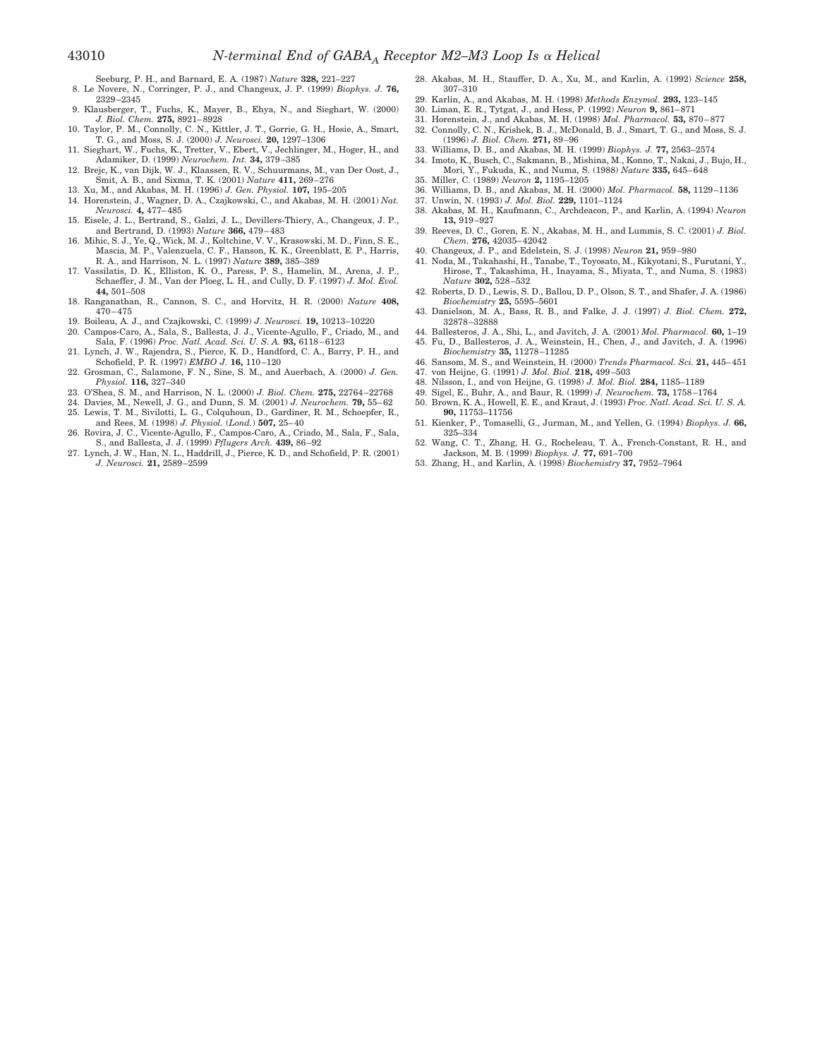Seeburg, P. H., and Barnard, E. A. (1987) *Nature* **328,** 221–227
8. Le Novere, N., Corringer, P. J., and Changeux, J. P. (1999) *Biophys. J.* **76,** 2329–2345
9. Klausberger, T., Fuchs, K., Mayer, B., Ehya, N., and Sieghart, W. (2000) *J. Biol. Chem.* **275,** 8921–8928
10. Taylor, P. M., Connolly, C. N., Kittler, J. T., Gorrie, G. H., Hosie, A., Smart, T. G., and Moss, S. J. (2000) *J. Neurosci.* **20,** 1297–1306
11. Sieghart, W., Fuchs, K., Tretter, V., Ebert, V., Jechlinger, M., Hoger, H., and Adamiker, D. (1999) *Neurochem. Int.* **34,** 379–385
12. Brejc, K., van Dijk, W. J., Klaassen, R. V., Schuurmans, M., van Der Oost, J., Smit, A. B., and Sixma, T. K. (2001) *Nature* **411,** 269–276
13. Xu, M., and Akabas, M. H. (1996) *J. Gen. Physiol.* **107,** 195–205
14. Horenstein, J., Wagner, D. A., Czajkowski, C., and Akabas, M. H. (2001) *Nat. Neurosci.* **4,** 477–485
15. Eisele, J. L., Bertrand, S., Galzi, J. L., Devillers-Thiery, A., Changeux, J. P., and Bertrand, D. (1993) *Nature* **366,** 479–483
16. Mihic, S. J., Ye, Q., Wick, M. J., Koltchine, V. V., Krasowski, M. D., Finn, S. E., Mascia, M. P., Valenzuela, C. F., Hanson, K. K., Greenblatt, E. P., Harris, R. A., and Harrison, N. L. (1997) *Nature* **389,** 385–389
17. Vassilatis, D. K., Elliston, K. O., Paress, P. S., Hamelin, M., Arena, J. P., Schaeffer, J. M., Van der Ploeg, L. H., and Cully, D. F. (1997) *J. Mol. Evol.* **44,** 501–508
18. Ranganathan, R., Cannon, S. C., and Horvitz, H. R. (2000) *Nature* **408,** 470–475
19. Boileau, A. J., and Czajkowski, C. (1999) *J. Neurosci.* **19,** 10213–10220
20. Campos-Caro, A., Sala, S., Ballesta, J. J., Vicente-Agullo, F., Criado, M., and Sala, F. (1996) *Proc. Natl. Acad. Sci. U. S. A.* **93,** 6118–6123
21. Lynch, J. W., Rajendra, S., Pierce, K. D., Handford, C. A., Barry, P. H., and Schofield, P. R. (1997) *EMBO J.* **16,** 110–120
22. Grosman, C., Salamone, F. N., Sine, S. M., and Auerbach, A. (2000) *J. Gen. Physiol.* **116,** 327–340
23. O'Shea, S. M., and Harrison, N. L. (2000) *J. Biol. Chem.* **275,** 22764–22768
24. Davies, M., Newell, J. G., and Dunn, S. M. (2001) *J. Neurochem.* **79,** 55–62
25. Lewis, T. M., Sivilotti, L. G., Colquhoun, D., Gardiner, R. M., Schoepfer, R., and Rees, M. (1998) *J. Physiol. (Lond.)* **507,** 25–40
26. Rovira, J. C., Vicente-Agullo, F., Campos-Caro, A., Criado, M., Sala, F., Sala, S., and Ballesta, J. J. (1999) *Pflugers Arch.* **439,** 86–92
27. Lynch, J. W., Han, N. L., Haddrill, J., Pierce, K. D., and Schofield, P. R. (2001) *J. Neurosci.* **21,** 2589–2599
28. Akabas, M. H., Stauffer, D. A., Xu, M., and Karlin, A. (1992) *Science* **258,** 307–310
29. Karlin, A., and Akabas, M. H. (1998) *Methods Enzymol.* **293,** 123–145
30. Liman, E. R., Tytgat, J., and Hess, P. (1992) *Neuron* **9,** 861–871
31. Horenstein, J., and Akabas, M. H. (1998) *Mol. Pharmacol.* **53,** 870–877
32. Connolly, C. N., Krishek, B. J., McDonald, B. J., Smart, T. G., and Moss, S. J. (1996) *J. Biol. Chem.* **271,** 89–96
33. Williams, D. B., and Akabas, M. H. (1999) *Biophys. J.* **77,** 2563–2574
34. Imoto, K., Busch, C., Sakmann, B., Mishina, M., Konno, T., Nakai, J., Bujo, H., Mori, Y., Fukuda, K., and Numa, S. (1988) *Nature* **335,** 645–648
35. Miller, C. (1989) *Neuron* **2,** 1195–1205
36. Williams, D. B., and Akabas, M. H. (2000) *Mol. Pharmacol.* **58,** 1129–1136
37. Unwin, N. (1993) *J. Mol. Biol.* **229,** 1101–1124
38. Akabas, M. H., Kaufmann, C., Archdeacon, P., and Karlin, A. (1994) *Neuron* **13,** 919–927
39. Reeves, D. C., Goren, E. N., Akabas, M. H., and Lummis, S. C. (2001) *J. Biol. Chem.* **276,** 42035–42042
40. Changeux, J. P., and Edelstein, S. J. (1998) *Neuron* **21,** 959–980
41. Noda, M., Takahashi, H., Tanabe, T., Toyosato, M., Kikyotani, S., Furutani, Y., Hirose, T., Takashima, H., Inayama, S., Miyata, T., and Numa, S. (1983) *Nature* **302,** 528–532
42. Roberts, D. D., Lewis, S. D., Ballou, D. P., Olson, S. T., and Shafer, J. A. (1986) *Biochemistry* **25,** 5595–5601
43. Danielson, M. A., Bass, R. B., and Falke, J. J. (1997) *J. Biol. Chem.* **272,** 32878–32888
44. Ballesteros, J. A., Shi, L., and Javitch, J. A. (2001) *Mol. Pharmacol.* **60,** 1–19
45. Fu, D., Ballesteros, J. A., Weinstein, H., Chen, J., and Javitch, J. A. (1996) *Biochemistry* **35,** 11278–11285
46. Sansom, M. S., and Weinstein, H. (2000) *Trends Pharmacol. Sci.* **21,** 445–451
47. von Heijne, G. (1991) *J. Mol. Biol.* **218,** 499–503
48. Nilsson, I., and von Heijne, G. (1998) *J. Mol. Biol.* **284,** 1185–1189
49. Sigel, E., Buhr, A., and Baur, R. (1999) *J. Neurochem.* **73,** 1758–1764
50. Brown, K. A., Howell, E. E., and Kraut, J. (1993) *Proc. Natl. Acad. Sci. U. S. A.* **90,** 11753–11756
51. Kienker, P., Tomaselli, G., Jurman, M., and Yellen, G. (1994) *Biophys. J.* **66,** 325–334
52. Wang, C. T., Zhang, H. G., Rocheleau, T. A., French-Constant, R. H., and Jackson, M. B. (1999) *Biophys. J.* **77,** 691–700
53. Zhang, H., and Karlin, A. (1998) *Biochemistry* **37,** 7952–7964